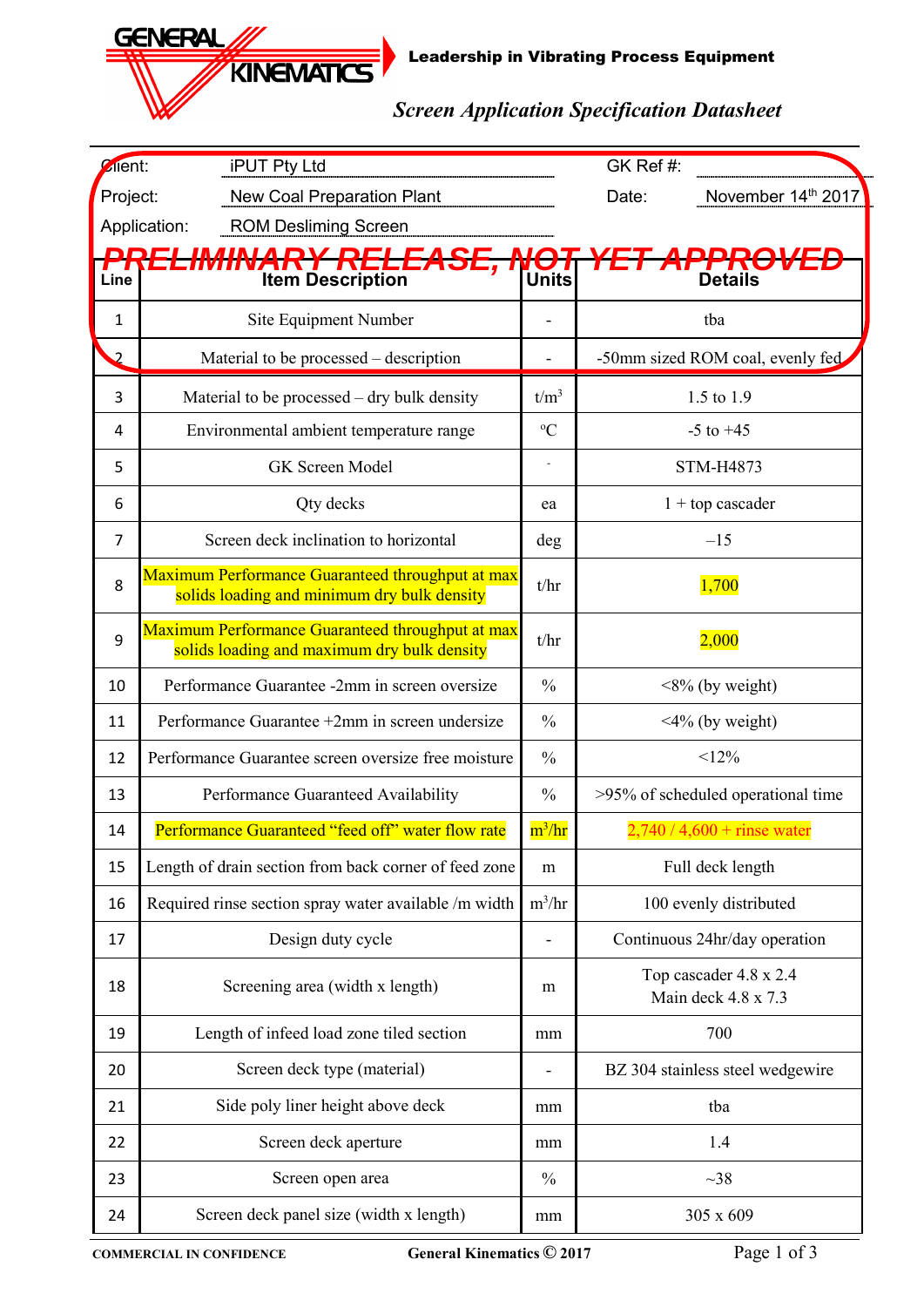**GENERAL KINEMATICS**

**Leadership in Vibrating Process Equipment**

***Screen Application Specification Datasheet***

| | | | |
|---|---|---|---|
| Client: | iPUT Pty Ltd | GK Ref #: | |
| Project: | New Coal Preparation Plant | Date: | November 14th 2017 |
| Application: | ROM Desliming Screen | | |

***PRELIMINARY RELEASE, NOT YET APPROVED***

| Line | Item Description | Units | Details |
|---|---|---|---|
| 1 | Site Equipment Number | - | tba |
| 2 | Material to be processed – description | - | -50mm sized ROM coal, evenly fed |
| 3 | Material to be processed – dry bulk density | $t/m^3$ | 1.5 to 1.9 |
| 4 | Environmental ambient temperature range | ºC | -5 to +45 |
| 5 | GK Screen Model | - | STM-H4873 |
| 6 | Qty decks | ea | 1 + top cascader |
| 7 | Screen deck inclination to horizontal | deg | –15 |
| 8 | Maximum Performance Guaranteed throughput at max solids loading and minimum dry bulk density | t/hr | 1,700 |
| 9 | Maximum Performance Guaranteed throughput at max solids loading and maximum dry bulk density | t/hr | 2,000 |
| 10 | Performance Guarantee -2mm in screen oversize | % | <8% (by weight) |
| 11 | Performance Guarantee +2mm in screen undersize | % | <4% (by weight) |
| 12 | Performance Guarantee screen oversize free moisture | % | <12% |
| 13 | Performance Guaranteed Availability | % | >95% of scheduled operational time |
| 14 | Performance Guaranteed "feed off" water flow rate | $m^3/hr$ | 2,740 / 4,600 + rinse water |
| 15 | Length of drain section from back corner of feed zone | m | Full deck length |
| 16 | Required rinse section spray water available /m width | $m^3/hr$ | 100 evenly distributed |
| 17 | Design duty cycle | - | Continuous 24hr/day operation |
| 18 | Screening area (width x length) | m | Top cascader 4.8 x 2.4<br>Main deck 4.8 x 7.3 |
| 19 | Length of infeed load zone tiled section | mm | 700 |
| 20 | Screen deck type (material) | - | BZ 304 stainless steel wedgewire |
| 21 | Side poly liner height above deck | mm | tba |
| 22 | Screen deck aperture | mm | 1.4 |
| 23 | Screen open area | % | ~38 |
| 24 | Screen deck panel size (width x length) | mm | 305 x 609 |

COMMERCIAL IN CONFIDENCE

General Kinematics © 2017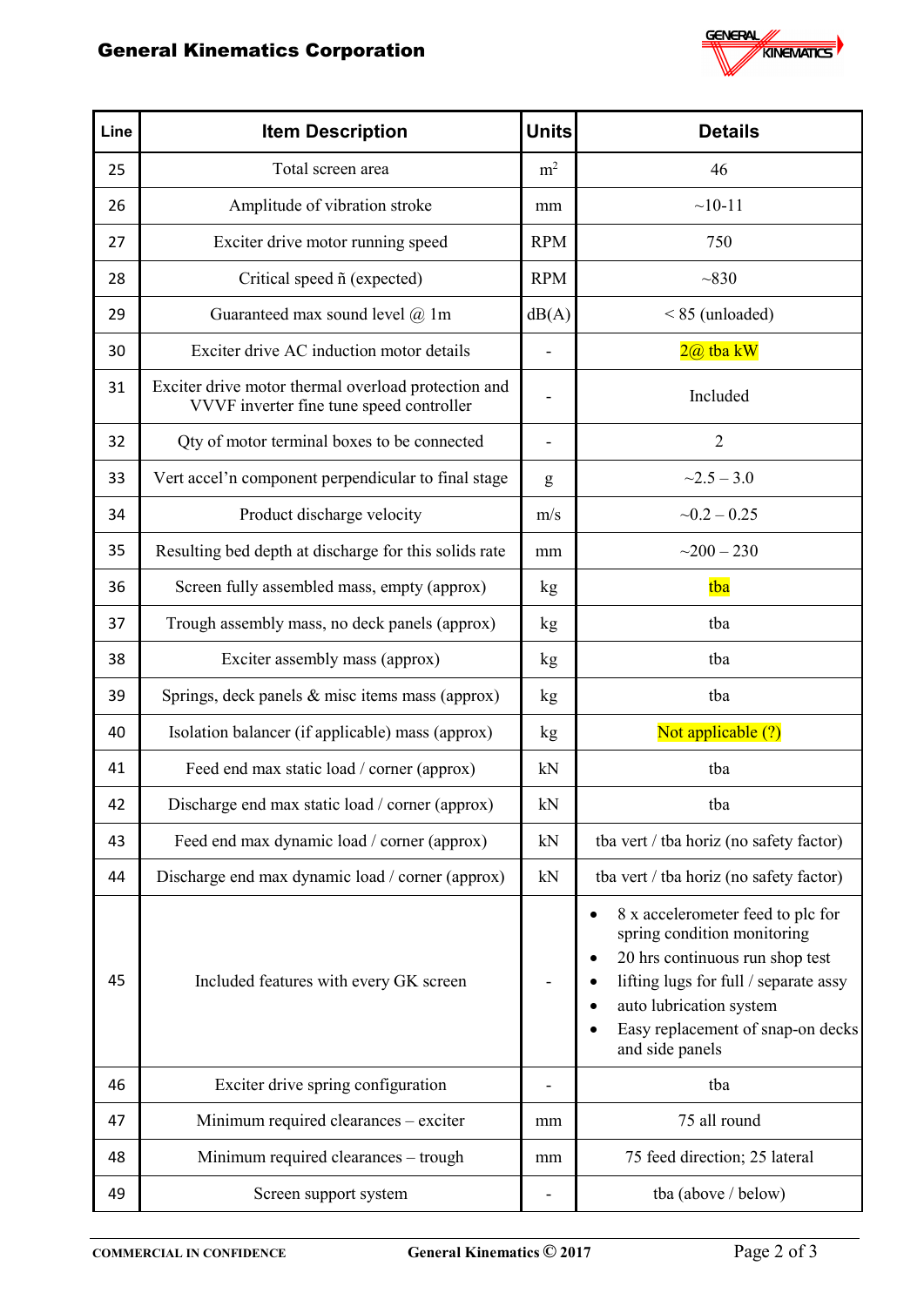| Line | Item Description | Units | Details |
|---|---|---|---|
| 25 | Total screen area | $m^2$ | 46 |
| 26 | Amplitude of vibration stroke | mm | ~10-11 |
| 27 | Exciter drive motor running speed | RPM | 750 |
| 28 | Critical speed ñ (expected) | RPM | ~830 |
| 29 | Guaranteed max sound level @ 1m | dB(A) | < 85 (unloaded) |
| 30 | Exciter drive AC induction motor details | - | 2@ tba kW |
| 31 | Exciter drive motor thermal overload protection and VVVF inverter fine tune speed controller | - | Included |
| 32 | Qty of motor terminal boxes to be connected | - | 2 |
| 33 | Vert accel'n component perpendicular to final stage | g | ~2.5 – 3.0 |
| 34 | Product discharge velocity | m/s | ~0.2 – 0.25 |
| 35 | Resulting bed depth at discharge for this solids rate | mm | ~200 – 230 |
| 36 | Screen fully assembled mass, empty (approx) | kg | tba |
| 37 | Trough assembly mass, no deck panels (approx) | kg | tba |
| 38 | Exciter assembly mass (approx) | kg | tba |
| 39 | Springs, deck panels & misc items mass (approx) | kg | tba |
| 40 | Isolation balancer (if applicable) mass (approx) | kg | Not applicable (?) |
| 41 | Feed end max static load / corner (approx) | kN | tba |
| 42 | Discharge end max static load / corner (approx) | kN | tba |
| 43 | Feed end max dynamic load / corner (approx) | kN | tba vert / tba horiz (no safety factor) |
| 44 | Discharge end max dynamic load / corner (approx) | kN | tba vert / tba horiz (no safety factor) |
| 45 | Included features with every GK screen | - | • 8 x accelerometer feed to plc for spring condition monitoring<br>• 20 hrs continuous run shop test<br>• lifting lugs for full / separate assy<br>• auto lubrication system<br>• Easy replacement of snap-on decks and side panels |
| 46 | Exciter drive spring configuration | - | tba |
| 47 | Minimum required clearances – exciter | mm | 75 all round |
| 48 | Minimum required clearances – trough | mm | 75 feed direction; 25 lateral |
| 49 | Screen support system | - | tba (above / below) |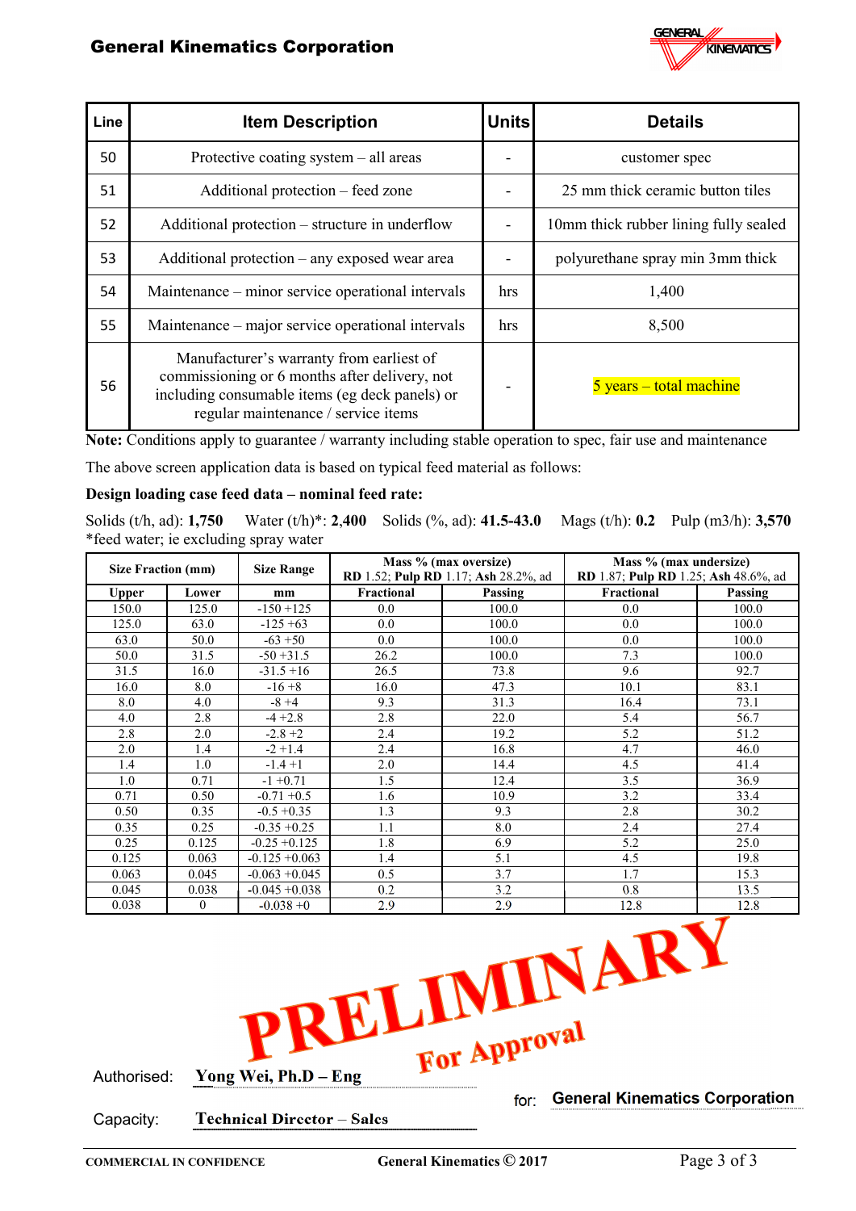| Line | Item Description | Units | Details |
|---|---|---|---|
| 50 | Protective coating system – all areas | - | customer spec |
| 51 | Additional protection – feed zone | - | 25 mm thick ceramic button tiles |
| 52 | Additional protection – structure in underflow | - | 10mm thick rubber lining fully sealed |
| 53 | Additional protection – any exposed wear area | - | polyurethane spray min 3mm thick |
| 54 | Maintenance – minor service operational intervals | hrs | 1,400 |
| 55 | Maintenance – major service operational intervals | hrs | 8,500 |
| 56 | Manufacturer's warranty from earliest of commissioning or 6 months after delivery, not including consumable items (eg deck panels) or regular maintenance / service items | - | 5 years – total machine |

**Note:** Conditions apply to guarantee / warranty including stable operation to spec, fair use and maintenance

The above screen application data is based on typical feed material as follows:

**Design loading case feed data – nominal feed rate:**

Solids (t/h, ad): **1,750** Water (t/h)*: **2,400** Solids (%, ad): **41.5-43.0** Mags (t/h): **0.2** Pulp (m3/h): **3,570**
*feed water; ie excluding spray water

| Size Fraction (mm) | | Size Range | Mass % (max oversize) RD 1.52; Pulp RD 1.17; Ash 28.2%, ad | | Mass % (max undersize) RD 1.87; Pulp RD 1.25; Ash 48.6%, ad | |
|---|---|---|---|---|---|---|
| Upper | Lower | mm | Fractional | Passing | Fractional | Passing |
| 150.0 | 125.0 | -150 +125 | 0.0 | 100.0 | 0.0 | 100.0 |
| 125.0 | 63.0 | -125 +63 | 0.0 | 100.0 | 0.0 | 100.0 |
| 63.0 | 50.0 | -63 +50 | 0.0 | 100.0 | 0.0 | 100.0 |
| 50.0 | 31.5 | -50 +31.5 | 26.2 | 100.0 | 7.3 | 100.0 |
| 31.5 | 16.0 | -31.5 +16 | 26.5 | 73.8 | 9.6 | 92.7 |
| 16.0 | 8.0 | -16 +8 | 16.0 | 47.3 | 10.1 | 83.1 |
| 8.0 | 4.0 | -8 +4 | 9.3 | 31.3 | 16.4 | 73.1 |
| 4.0 | 2.8 | -4 +2.8 | 2.8 | 22.0 | 5.4 | 56.7 |
| 2.8 | 2.0 | -2.8 +2 | 2.4 | 19.2 | 5.2 | 51.2 |
| 2.0 | 1.4 | -2 +1.4 | 2.4 | 16.8 | 4.7 | 46.0 |
| 1.4 | 1.0 | -1.4 +1 | 2.0 | 14.4 | 4.5 | 41.4 |
| 1.0 | 0.71 | -1 +0.71 | 1.5 | 12.4 | 3.5 | 36.9 |
| 0.71 | 0.50 | -0.71 +0.5 | 1.6 | 10.9 | 3.2 | 33.4 |
| 0.50 | 0.35 | -0.5 +0.35 | 1.3 | 9.3 | 2.8 | 30.2 |
| 0.35 | 0.25 | -0.35 +0.25 | 1.1 | 8.0 | 2.4 | 27.4 |
| 0.25 | 0.125 | -0.25 +0.125 | 1.8 | 6.9 | 5.2 | 25.0 |
| 0.125 | 0.063 | -0.125 +0.063 | 1.4 | 5.1 | 4.5 | 19.8 |
| 0.063 | 0.045 | -0.063 +0.045 | 0.5 | 3.7 | 1.7 | 15.3 |
| 0.045 | 0.038 | -0.045 +0.038 | 0.2 | 3.2 | 0.8 | 13.5 |
| 0.038 | 0 | -0.038 +0 | 2.9 | 2.9 | 12.8 | 12.8 |

PRELIMINARY
For Approval

Authorised: **Yong Wei, Ph.D – Eng**

Capacity: **Technical Director – Sales**

for: **General Kinematics Corporation**

COMMERCIAL IN CONFIDENCE